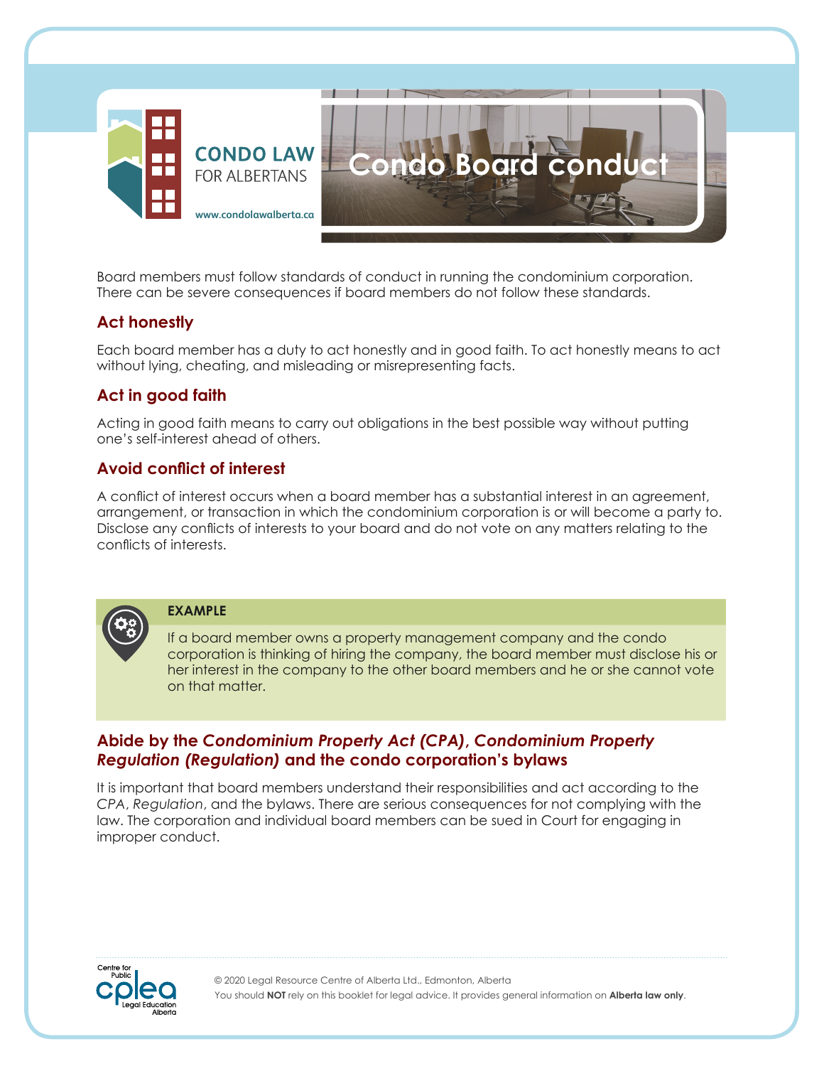CONDO LAW FOR ALBERTANS

www.condolawalberta.ca

# Condo Board conduct

Board members must follow standards of conduct in running the condominium corporation. There can be severe consequences if board members do not follow these standards.

## Act honestly

Each board member has a duty to act honestly and in good faith. To act honestly means to act without lying, cheating, and misleading or misrepresenting facts.

## Act in good faith

Acting in good faith means to carry out obligations in the best possible way without putting one's self-interest ahead of others.

## Avoid conflict of interest

A conflict of interest occurs when a board member has a substantial interest in an agreement, arrangement, or transaction in which the condominium corporation is or will become a party to. Disclose any conflicts of interests to your board and do not vote on any matters relating to the conflicts of interests.

**EXAMPLE**

If a board member owns a property management company and the condo corporation is thinking of hiring the company, the board member must disclose his or her interest in the company to the other board members and he or she cannot vote on that matter.

## Abide by the *Condominium Property Act (CPA)*, *Condominium Property Regulation (Regulation)* and the condo corporation's bylaws

It is important that board members understand their responsibilities and act according to the *CPA*, *Regulation*, and the bylaws. There are serious consequences for not complying with the law. The corporation and individual board members can be sued in Court for engaging in improper conduct.

Centre for Public Legal Education Alberta (cplea)

© 2020 Legal Resource Centre of Alberta Ltd., Edmonton, Alberta
You should **NOT** rely on this booklet for legal advice. It provides general information on **Alberta law only**.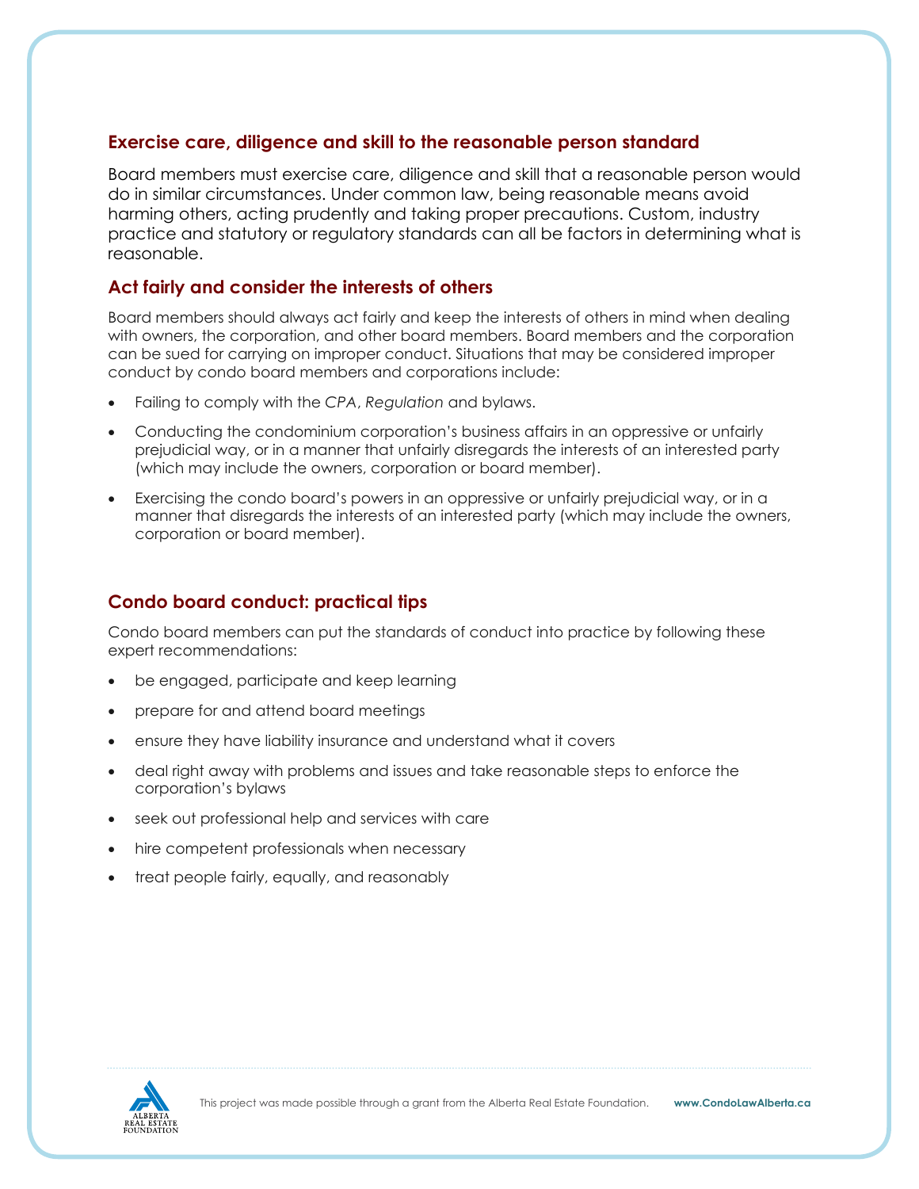## Exercise care, diligence and skill to the reasonable person standard

Board members must exercise care, diligence and skill that a reasonable person would do in similar circumstances. Under common law, being reasonable means avoid harming others, acting prudently and taking proper precautions. Custom, industry practice and statutory or regulatory standards can all be factors in determining what is reasonable.

## Act fairly and consider the interests of others

Board members should always act fairly and keep the interests of others in mind when dealing with owners, the corporation, and other board members. Board members and the corporation can be sued for carrying on improper conduct. Situations that may be considered improper conduct by condo board members and corporations include:

- Failing to comply with the *CPA*, *Regulation* and bylaws.
- Conducting the condominium corporation's business affairs in an oppressive or unfairly prejudicial way, or in a manner that unfairly disregards the interests of an interested party (which may include the owners, corporation or board member).
- Exercising the condo board's powers in an oppressive or unfairly prejudicial way, or in a manner that disregards the interests of an interested party (which may include the owners, corporation or board member).

## Condo board conduct: practical tips

Condo board members can put the standards of conduct into practice by following these expert recommendations:

- be engaged, participate and keep learning
- prepare for and attend board meetings
- ensure they have liability insurance and understand what it covers
- deal right away with problems and issues and take reasonable steps to enforce the corporation's bylaws
- seek out professional help and services with care
- hire competent professionals when necessary
- treat people fairly, equally, and reasonably

This project was made possible through a grant from the Alberta Real Estate Foundation. **www.CondoLawAlberta.ca**